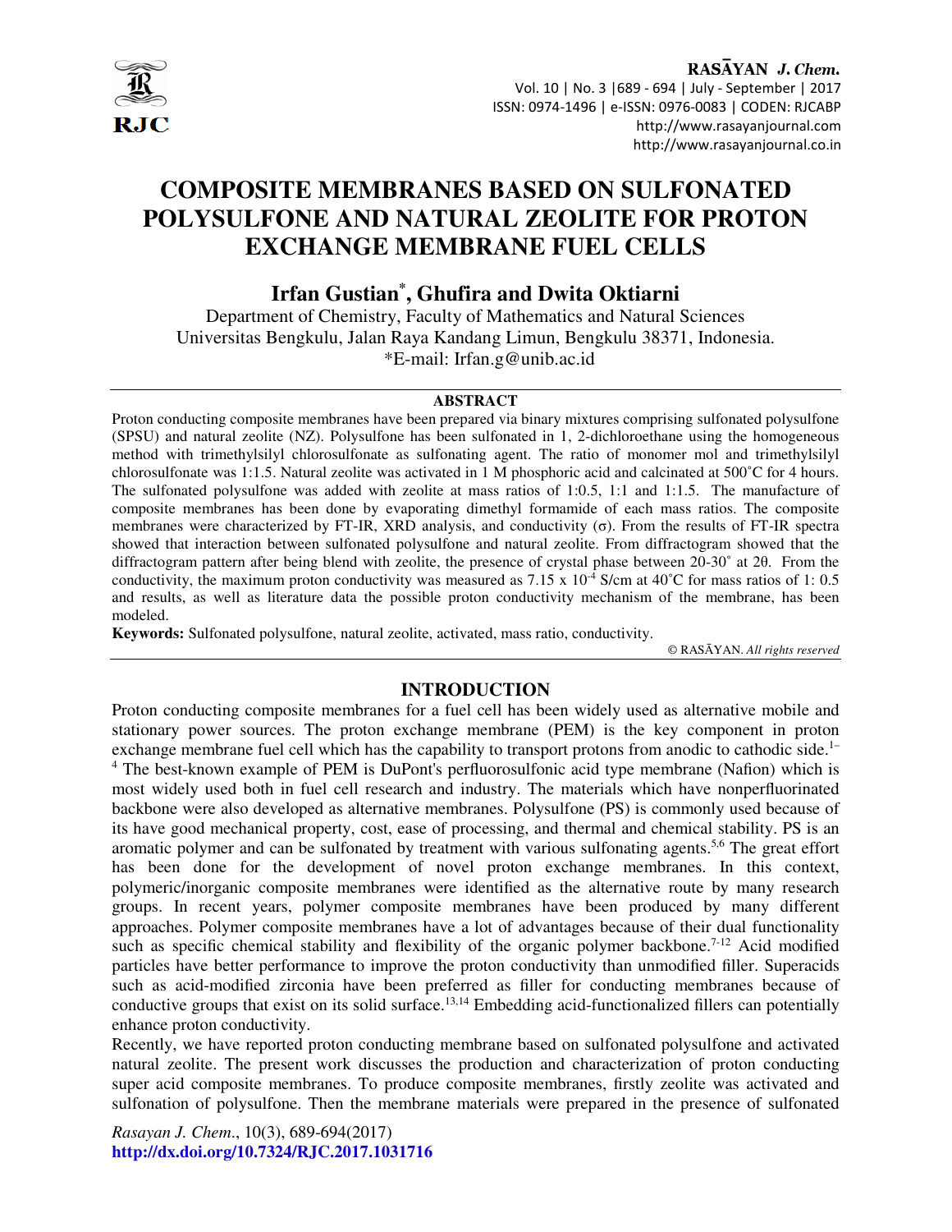# COMPOSITE MEMBRANES BASED ON SULFONATED POLYSULFONE AND NATURAL ZEOLITE FOR PROTON EXCHANGE MEMBRANE FUEL CELLS

**Irfan Gustian*, Ghufira and Dwita Oktiarni**

Department of Chemistry, Faculty of Mathematics and Natural Sciences
Universitas Bengkulu, Jalan Raya Kandang Limun, Bengkulu 38371, Indonesia.
*E-mail: Irfan.g@unib.ac.id

## ABSTRACT

Proton conducting composite membranes have been prepared via binary mixtures comprising sulfonated polysulfone (SPSU) and natural zeolite (NZ). Polysulfone has been sulfonated in 1, 2-dichloroethane using the homogeneous method with trimethylsilyl chlorosulfonate as sulfonating agent. The ratio of monomer mol and trimethylsilyl chlorosulfonate was 1:1.5. Natural zeolite was activated in 1 M phosphoric acid and calcinated at 500˚C for 4 hours. The sulfonated polysulfone was added with zeolite at mass ratios of 1:0.5, 1:1 and 1:1.5. The manufacture of composite membranes has been done by evaporating dimethyl formamide of each mass ratios. The composite membranes were characterized by FT-IR, XRD analysis, and conductivity (σ). From the results of FT-IR spectra showed that interaction between sulfonated polysulfone and natural zeolite. From diffractogram showed that the diffractogram pattern after being blend with zeolite, the presence of crystal phase between 20-30˚ at 2θ. From the conductivity, the maximum proton conductivity was measured as $7.15 \times 10^{-4}$ S/cm at 40˚C for mass ratios of 1: 0.5 and results, as well as literature data the possible proton conductivity mechanism of the membrane, has been modeled.

**Keywords:** Sulfonated polysulfone, natural zeolite, activated, mass ratio, conductivity.

© RASĀYAN. *All rights reserved*

## INTRODUCTION

Proton conducting composite membranes for a fuel cell has been widely used as alternative mobile and stationary power sources. The proton exchange membrane (PEM) is the key component in proton exchange membrane fuel cell which has the capability to transport protons from anodic to cathodic side.[1–4] The best-known example of PEM is DuPont's perfluorosulfonic acid type membrane (Nafion) which is most widely used both in fuel cell research and industry. The materials which have nonperfluorinated backbone were also developed as alternative membranes. Polysulfone (PS) is commonly used because of its have good mechanical property, cost, ease of processing, and thermal and chemical stability. PS is an aromatic polymer and can be sulfonated by treatment with various sulfonating agents.[5,6] The great effort has been done for the development of novel proton exchange membranes. In this context, polymeric/inorganic composite membranes were identified as the alternative route by many research groups. In recent years, polymer composite membranes have been produced by many different approaches. Polymer composite membranes have a lot of advantages because of their dual functionality such as specific chemical stability and flexibility of the organic polymer backbone.[7-12] Acid modified particles have better performance to improve the proton conductivity than unmodified filler. Superacids such as acid-modified zirconia have been preferred as filler for conducting membranes because of conductive groups that exist on its solid surface.[13,14] Embedding acid-functionalized fillers can potentially enhance proton conductivity.

Recently, we have reported proton conducting membrane based on sulfonated polysulfone and activated natural zeolite. The present work discusses the production and characterization of proton conducting super acid composite membranes. To produce composite membranes, firstly zeolite was activated and sulfonation of polysulfone. Then the membrane materials were prepared in the presence of sulfonated

*Rasayan J. Chem.*, 10(3), 689-694(2017)
**http://dx.doi.org/10.7324/RJC.2017.1031716**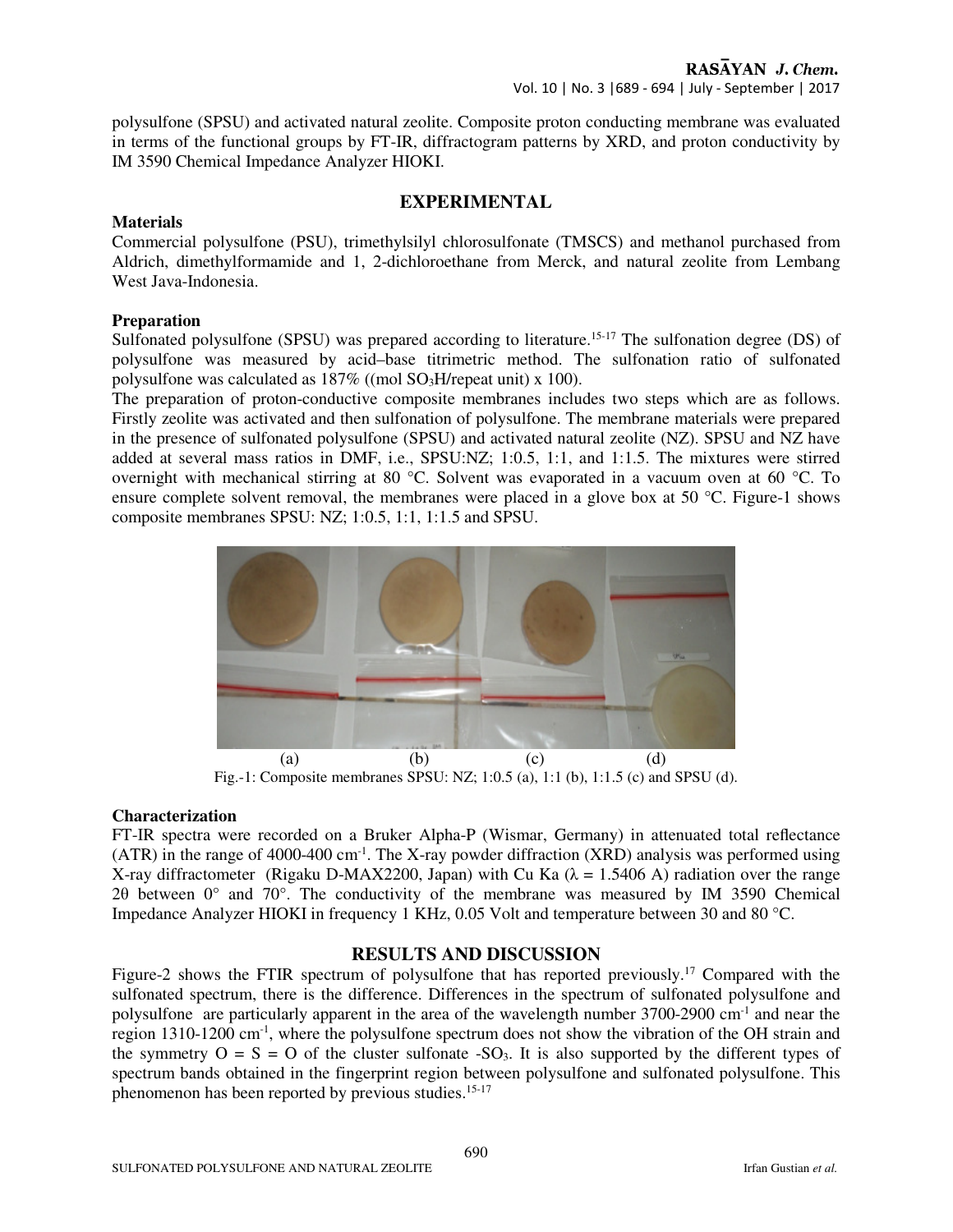polysulfone (SPSU) and activated natural zeolite. Composite proton conducting membrane was evaluated in terms of the functional groups by FT-IR, diffractogram patterns by XRD, and proton conductivity by IM 3590 Chemical Impedance Analyzer HIOKI.

## EXPERIMENTAL

### Materials

Commercial polysulfone (PSU), trimethylsilyl chlorosulfonate (TMSCS) and methanol purchased from Aldrich, dimethylformamide and 1, 2-dichloroethane from Merck, and natural zeolite from Lembang West Java-Indonesia.

### Preparation

Sulfonated polysulfone (SPSU) was prepared according to literature.[15-17] The sulfonation degree (DS) of polysulfone was measured by acid–base titrimetric method. The sulfonation ratio of sulfonated polysulfone was calculated as 187% ((mol $SO_3H$/repeat unit) x 100).

The preparation of proton-conductive composite membranes includes two steps which are as follows. Firstly zeolite was activated and then sulfonation of polysulfone. The membrane materials were prepared in the presence of sulfonated polysulfone (SPSU) and activated natural zeolite (NZ). SPSU and NZ have added at several mass ratios in DMF, i.e., SPSU:NZ; 1:0.5, 1:1, and 1:1.5. The mixtures were stirred overnight with mechanical stirring at 80 °C. Solvent was evaporated in a vacuum oven at 60 °C. To ensure complete solvent removal, the membranes were placed in a glove box at 50 °C. Figure-1 shows composite membranes SPSU: NZ; 1:0.5, 1:1, 1:1.5 and SPSU.

(a) (b) (c) (d)

Fig.-1: Composite membranes SPSU: NZ; 1:0.5 (a), 1:1 (b), 1:1.5 (c) and SPSU (d).

### Characterization

FT-IR spectra were recorded on a Bruker Alpha-P (Wismar, Germany) in attenuated total reflectance (ATR) in the range of 4000-400 $cm^{-1}$. The X-ray powder diffraction (XRD) analysis was performed using X-ray diffractometer (Rigaku D-MAX2200, Japan) with Cu Ka ($\lambda$ = 1.5406 A) radiation over the range 2θ between 0° and 70°. The conductivity of the membrane was measured by IM 3590 Chemical Impedance Analyzer HIOKI in frequency 1 KHz, 0.05 Volt and temperature between 30 and 80 °C.

## RESULTS AND DISCUSSION

Figure-2 shows the FTIR spectrum of polysulfone that has reported previously.[17] Compared with the sulfonated spectrum, there is the difference. Differences in the spectrum of sulfonated polysulfone and polysulfone are particularly apparent in the area of the wavelength number 3700-2900 $cm^{-1}$ and near the region 1310-1200 $cm^{-1}$, where the polysulfone spectrum does not show the vibration of the OH strain and the symmetry O = S = O of the cluster sulfonate -$SO_3$. It is also supported by the different types of spectrum bands obtained in the fingerprint region between polysulfone and sulfonated polysulfone. This phenomenon has been reported by previous studies.[15-17]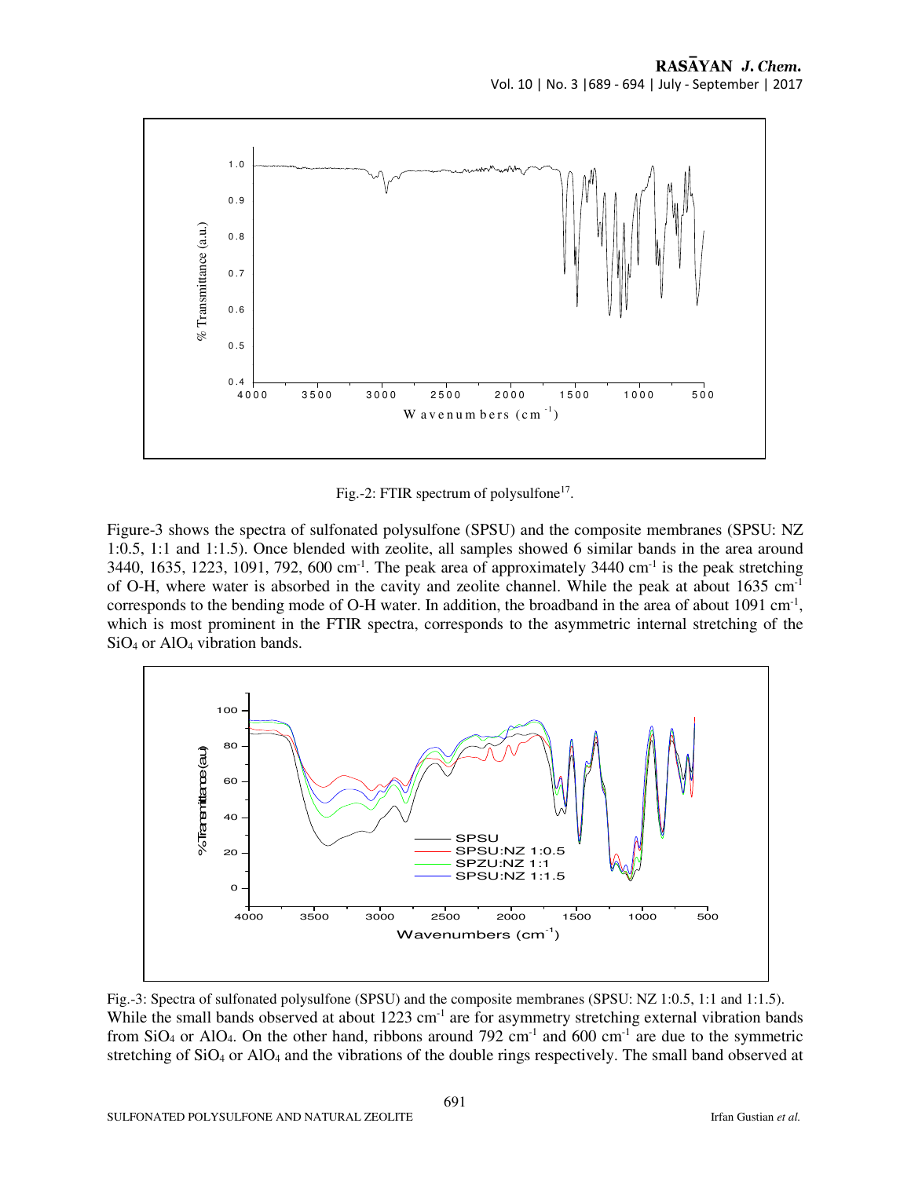Fig.-2: FTIR spectrum of polysulfone[17].

Figure-3 shows the spectra of sulfonated polysulfone (SPSU) and the composite membranes (SPSU: NZ 1:0.5, 1:1 and 1:1.5). Once blended with zeolite, all samples showed 6 similar bands in the area around 3440, 1635, 1223, 1091, 792, 600 $cm^{-1}$. The peak area of approximately 3440 $cm^{-1}$ is the peak stretching of O-H, where water is absorbed in the cavity and zeolite channel. While the peak at about 1635 $cm^{-1}$ corresponds to the bending mode of O-H water. In addition, the broadband in the area of about 1091 $cm^{-1}$, which is most prominent in the FTIR spectra, corresponds to the asymmetric internal stretching of the $SiO_4$ or $AlO_4$ vibration bands.

Fig.-3: Spectra of sulfonated polysulfone (SPSU) and the composite membranes (SPSU: NZ 1:0.5, 1:1 and 1:1.5).

While the small bands observed at about 1223 $cm^{-1}$ are for asymmetry stretching external vibration bands from $SiO_4$ or $AlO_4$. On the other hand, ribbons around 792 $cm^{-1}$ and 600 $cm^{-1}$ are due to the symmetric stretching of $SiO_4$ or $AlO_4$ and the vibrations of the double rings respectively. The small band observed at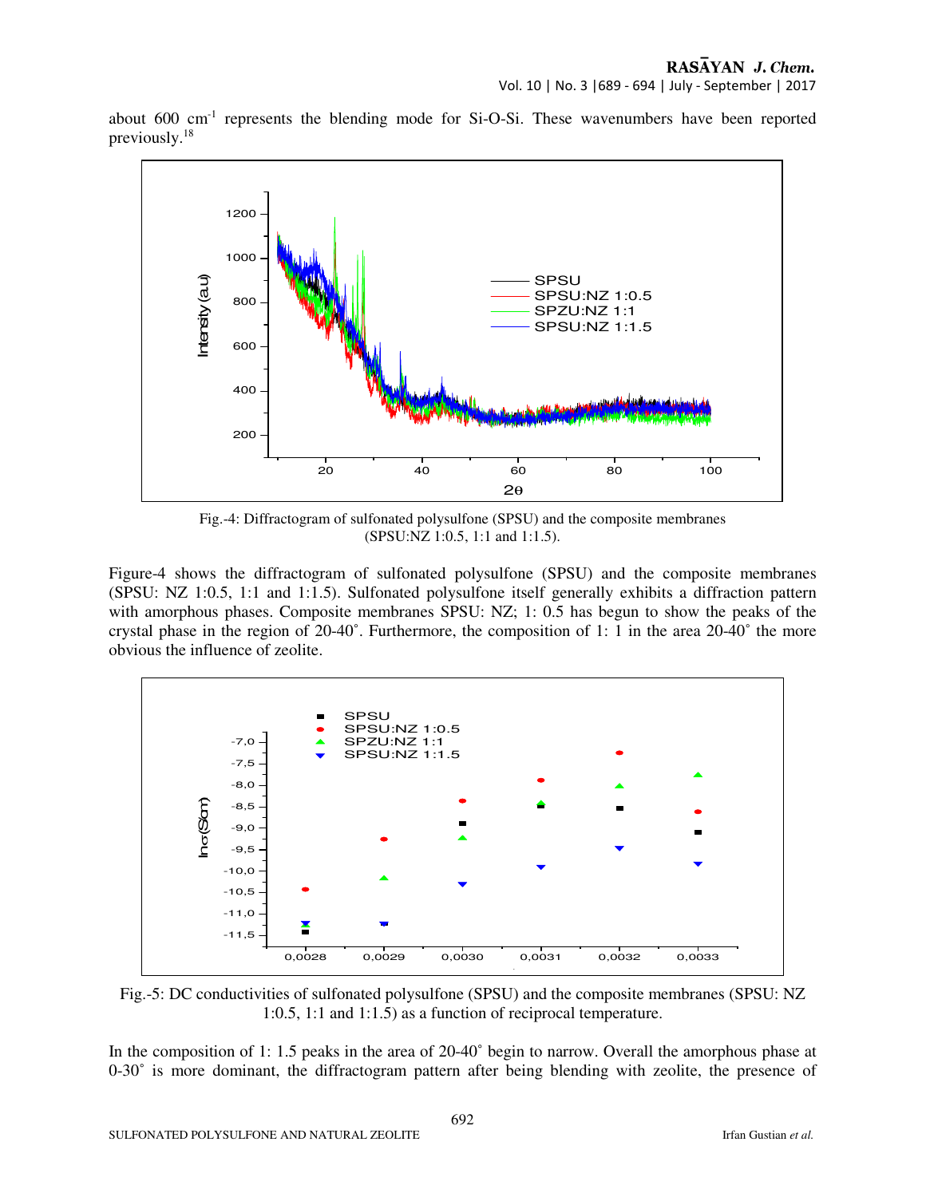about 600 cm$^{-1}$ represents the blending mode for Si-O-Si. These wavenumbers have been reported previously.[18]

Fig.-4: Diffractogram of sulfonated polysulfone (SPSU) and the composite membranes (SPSU:NZ 1:0.5, 1:1 and 1:1.5).

Figure-4 shows the diffractogram of sulfonated polysulfone (SPSU) and the composite membranes (SPSU: NZ 1:0.5, 1:1 and 1:1.5). Sulfonated polysulfone itself generally exhibits a diffraction pattern with amorphous phases. Composite membranes SPSU: NZ; 1: 0.5 has begun to show the peaks of the crystal phase in the region of 20-40˚. Furthermore, the composition of 1: 1 in the area 20-40˚ the more obvious the influence of zeolite.

Fig.-5: DC conductivities of sulfonated polysulfone (SPSU) and the composite membranes (SPSU: NZ 1:0.5, 1:1 and 1:1.5) as a function of reciprocal temperature.

In the composition of 1: 1.5 peaks in the area of 20-40˚ begin to narrow. Overall the amorphous phase at 0-30˚ is more dominant, the diffractogram pattern after being blending with zeolite, the presence of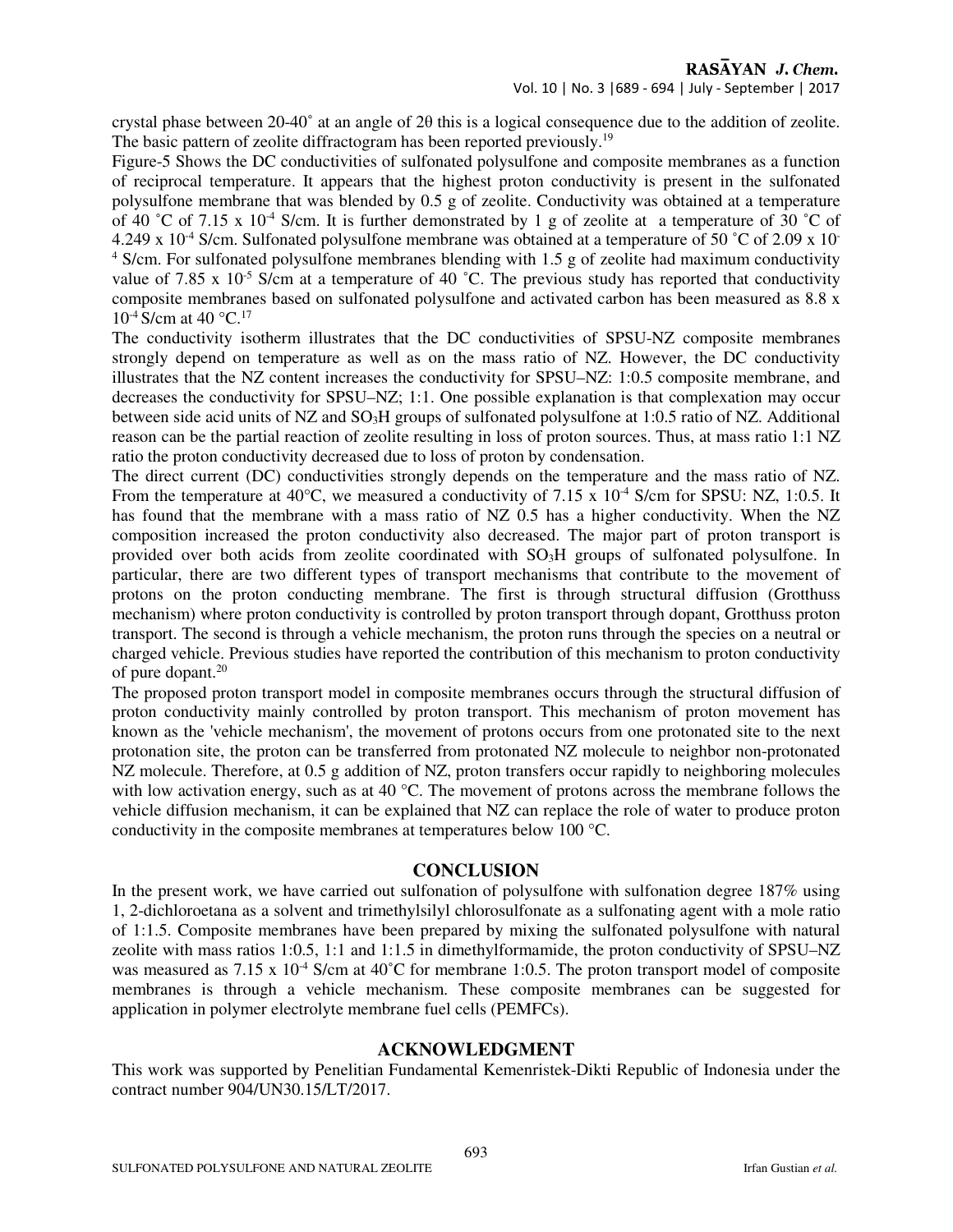crystal phase between 20-40˚ at an angle of 2θ this is a logical consequence due to the addition of zeolite. The basic pattern of zeolite diffractogram has been reported previously.[19]

Figure-5 Shows the DC conductivities of sulfonated polysulfone and composite membranes as a function of reciprocal temperature. It appears that the highest proton conductivity is present in the sulfonated polysulfone membrane that was blended by 0.5 g of zeolite. Conductivity was obtained at a temperature of 40 ˚C of 7.15 x $10^{-4}$ S/cm. It is further demonstrated by 1 g of zeolite at a temperature of 30 ˚C of 4.249 x $10^{-4}$ S/cm. Sulfonated polysulfone membrane was obtained at a temperature of 50 ˚C of 2.09 x $10^{-4}$ S/cm. For sulfonated polysulfone membranes blending with 1.5 g of zeolite had maximum conductivity value of 7.85 x $10^{-5}$ S/cm at a temperature of 40 ˚C. The previous study has reported that conductivity composite membranes based on sulfonated polysulfone and activated carbon has been measured as 8.8 x $10^{-4}$ S/cm at 40 °C.[17]

The conductivity isotherm illustrates that the DC conductivities of SPSU-NZ composite membranes strongly depend on temperature as well as on the mass ratio of NZ. However, the DC conductivity illustrates that the NZ content increases the conductivity for SPSU–NZ: 1:0.5 composite membrane, and decreases the conductivity for SPSU–NZ; 1:1. One possible explanation is that complexation may occur between side acid units of NZ and $SO_3H$ groups of sulfonated polysulfone at 1:0.5 ratio of NZ. Additional reason can be the partial reaction of zeolite resulting in loss of proton sources. Thus, at mass ratio 1:1 NZ ratio the proton conductivity decreased due to loss of proton by condensation.

The direct current (DC) conductivities strongly depends on the temperature and the mass ratio of NZ. From the temperature at 40°C, we measured a conductivity of 7.15 x $10^{-4}$ S/cm for SPSU: NZ, 1:0.5. It has found that the membrane with a mass ratio of NZ 0.5 has a higher conductivity. When the NZ composition increased the proton conductivity also decreased. The major part of proton transport is provided over both acids from zeolite coordinated with $SO_3H$ groups of sulfonated polysulfone. In particular, there are two different types of transport mechanisms that contribute to the movement of protons on the proton conducting membrane. The first is through structural diffusion (Grotthuss mechanism) where proton conductivity is controlled by proton transport through dopant, Grotthuss proton transport. The second is through a vehicle mechanism, the proton runs through the species on a neutral or charged vehicle. Previous studies have reported the contribution of this mechanism to proton conductivity of pure dopant.[20]

The proposed proton transport model in composite membranes occurs through the structural diffusion of proton conductivity mainly controlled by proton transport. This mechanism of proton movement has known as the 'vehicle mechanism', the movement of protons occurs from one protonated site to the next protonation site, the proton can be transferred from protonated NZ molecule to neighbor non-protonated NZ molecule. Therefore, at 0.5 g addition of NZ, proton transfers occur rapidly to neighboring molecules with low activation energy, such as at 40 °C. The movement of protons across the membrane follows the vehicle diffusion mechanism, it can be explained that NZ can replace the role of water to produce proton conductivity in the composite membranes at temperatures below 100 °C.

## CONCLUSION

In the present work, we have carried out sulfonation of polysulfone with sulfonation degree 187% using 1, 2-dichloroetana as a solvent and trimethylsilyl chlorosulfonate as a sulfonating agent with a mole ratio of 1:1.5. Composite membranes have been prepared by mixing the sulfonated polysulfone with natural zeolite with mass ratios 1:0.5, 1:1 and 1:1.5 in dimethylformamide, the proton conductivity of SPSU–NZ was measured as 7.15 x $10^{-4}$ S/cm at 40˚C for membrane 1:0.5. The proton transport model of composite membranes is through a vehicle mechanism. These composite membranes can be suggested for application in polymer electrolyte membrane fuel cells (PEMFCs).

## ACKNOWLEDGMENT

This work was supported by Penelitian Fundamental Kemenristek-Dikti Republic of Indonesia under the contract number 904/UN30.15/LT/2017.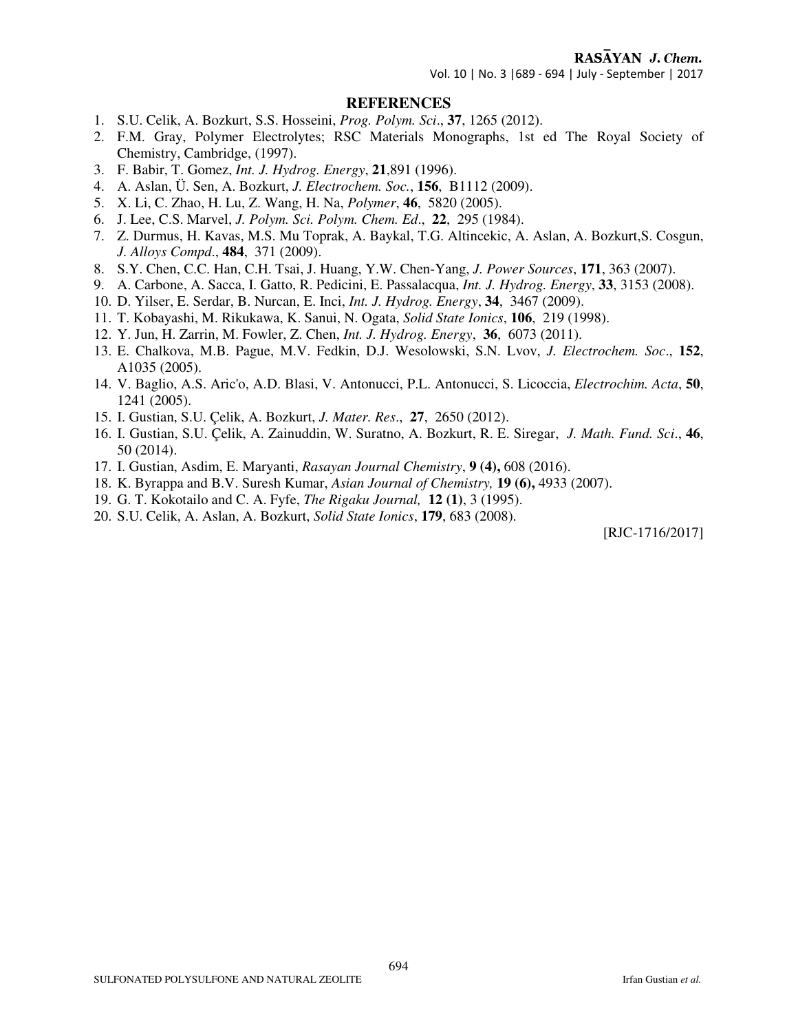## REFERENCES

1. S.U. Celik, A. Bozkurt, S.S. Hosseini, *Prog. Polym. Sci*., **37**, 1265 (2012).
2. F.M. Gray, Polymer Electrolytes; RSC Materials Monographs, 1st ed The Royal Society of Chemistry, Cambridge, (1997).
3. F. Babir, T. Gomez, *Int. J. Hydrog. Energy*, **21**,891 (1996).
4. A. Aslan, Ü. Sen, A. Bozkurt, *J. Electrochem. Soc.*, **156**, B1112 (2009).
5. X. Li, C. Zhao, H. Lu, Z. Wang, H. Na, *Polymer*, **46**, 5820 (2005).
6. J. Lee, C.S. Marvel, *J. Polym. Sci. Polym. Chem. Ed*., **22**, 295 (1984).
7. Z. Durmus, H. Kavas, M.S. Mu Toprak, A. Baykal, T.G. Altincekic, A. Aslan, A. Bozkurt,S. Cosgun, *J. Alloys Compd*., **484**, 371 (2009).
8. S.Y. Chen, C.C. Han, C.H. Tsai, J. Huang, Y.W. Chen-Yang, *J. Power Sources*, **171**, 363 (2007).
9. A. Carbone, A. Sacca, I. Gatto, R. Pedicini, E. Passalacqua, *Int. J. Hydrog. Energy*, **33**, 3153 (2008).
10. D. Yilser, E. Serdar, B. Nurcan, E. Inci, *Int. J. Hydrog. Energy*, **34**, 3467 (2009).
11. T. Kobayashi, M. Rikukawa, K. Sanui, N. Ogata, *Solid State Ionics*, **106**, 219 (1998).
12. Y. Jun, H. Zarrin, M. Fowler, Z. Chen, *Int. J. Hydrog. Energy*, **36**, 6073 (2011).
13. E. Chalkova, M.B. Pague, M.V. Fedkin, D.J. Wesolowski, S.N. Lvov, *J. Electrochem. Soc*., **152**, A1035 (2005).
14. V. Baglio, A.S. Aric'o, A.D. Blasi, V. Antonucci, P.L. Antonucci, S. Licoccia, *Electrochim. Acta*, **50**, 1241 (2005).
15. I. Gustian, S.U. Çelik, A. Bozkurt, *J. Mater. Res*., **27**, 2650 (2012).
16. I. Gustian, S.U. Çelik, A. Zainuddin, W. Suratno, A. Bozkurt, R. E. Siregar, *J. Math. Fund. Sci*., **46**, 50 (2014).
17. I. Gustian, Asdim, E. Maryanti, *Rasayan Journal Chemistry*, **9 (4),** 608 (2016).
18. K. Byrappa and B.V. Suresh Kumar, *Asian Journal of Chemistry,* **19 (6),** 4933 (2007).
19. G. T. Kokotailo and C. A. Fyfe, *The Rigaku Journal,* **12 (1)**, 3 (1995).
20. S.U. Celik, A. Aslan, A. Bozkurt, *Solid State Ionics*, **179**, 683 (2008).

[RJC-1716/2017]